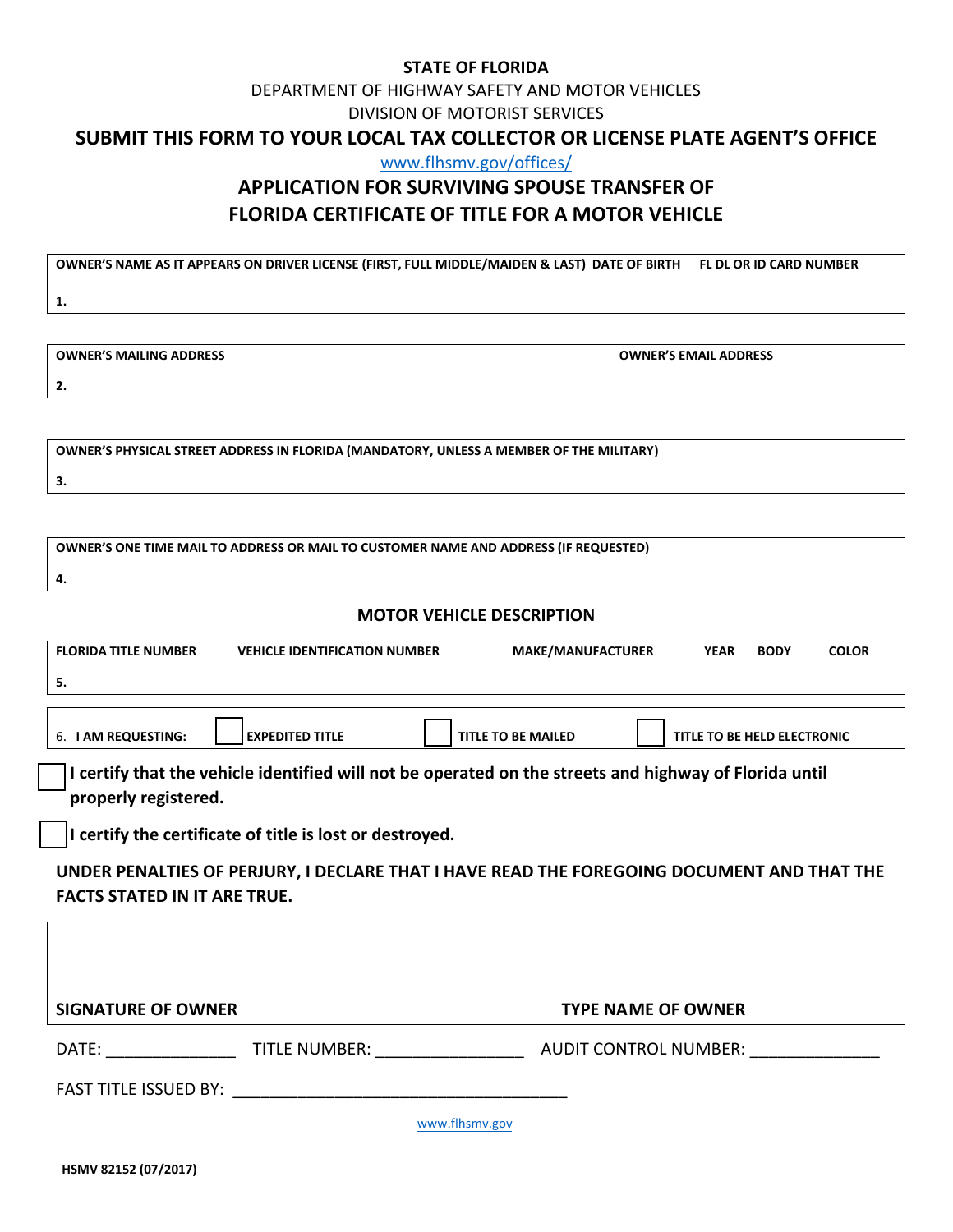**STATE OF FLORIDA**

DEPARTMENT OF HIGHWAY SAFETY AND MOTOR VEHICLES

DIVISION OF MOTORIST SERVICES

**SUBMIT THIS FORM TO YOUR LOCAL TAX COLLECTOR OR LICENSE PLATE AGENT'S OFFICE**

www.flhsmv.gov/offices/

# APPLICATION FOR SURVIVING SPOUSE TRANSFER OF FLORIDA CERTIFICATE OF TITLE FOR A MOTOR VEHICLE

| OWNER'S NAME AS IT APPEARS ON DRIVER LICENSE (FIRST, FULL MIDDLE/MAIDEN & LAST) | DATE OF BIRTH | FL DL OR ID CARD NUMBER |
|---|---|---|
| 1. | | |

| OWNER'S MAILING ADDRESS | OWNER'S EMAIL ADDRESS |
|---|---|
| 2. | |

| OWNER'S PHYSICAL STREET ADDRESS IN FLORIDA (MANDATORY, UNLESS A MEMBER OF THE MILITARY) |
|---|
| 3. |

| OWNER'S ONE TIME MAIL TO ADDRESS OR MAIL TO CUSTOMER NAME AND ADDRESS (IF REQUESTED) |
|---|
| 4. |

## MOTOR VEHICLE DESCRIPTION

| FLORIDA TITLE NUMBER | VEHICLE IDENTIFICATION NUMBER | MAKE/MANUFACTURER | YEAR | BODY | COLOR |
|---|---|---|---|---|---|
| 5. | | | | | |

6. **I AM REQUESTING:** ☐ **EXPEDITED TITLE** ☐ **TITLE TO BE MAILED** ☐ **TITLE TO BE HELD ELECTRONIC**

☐ **I certify that the vehicle identified will not be operated on the streets and highway of Florida until properly registered.**

☐ **I certify the certificate of title is lost or destroyed.**

**UNDER PENALTIES OF PERJURY, I DECLARE THAT I HAVE READ THE FOREGOING DOCUMENT AND THAT THE FACTS STATED IN IT ARE TRUE.**

| SIGNATURE OF OWNER | TYPE NAME OF OWNER |
|---|---|
| | |

DATE: ______________ TITLE NUMBER: ________________ AUDIT CONTROL NUMBER: ______________

FAST TITLE ISSUED BY: ____________________________________

www.flhsmv.gov

HSMV 82152 (07/2017)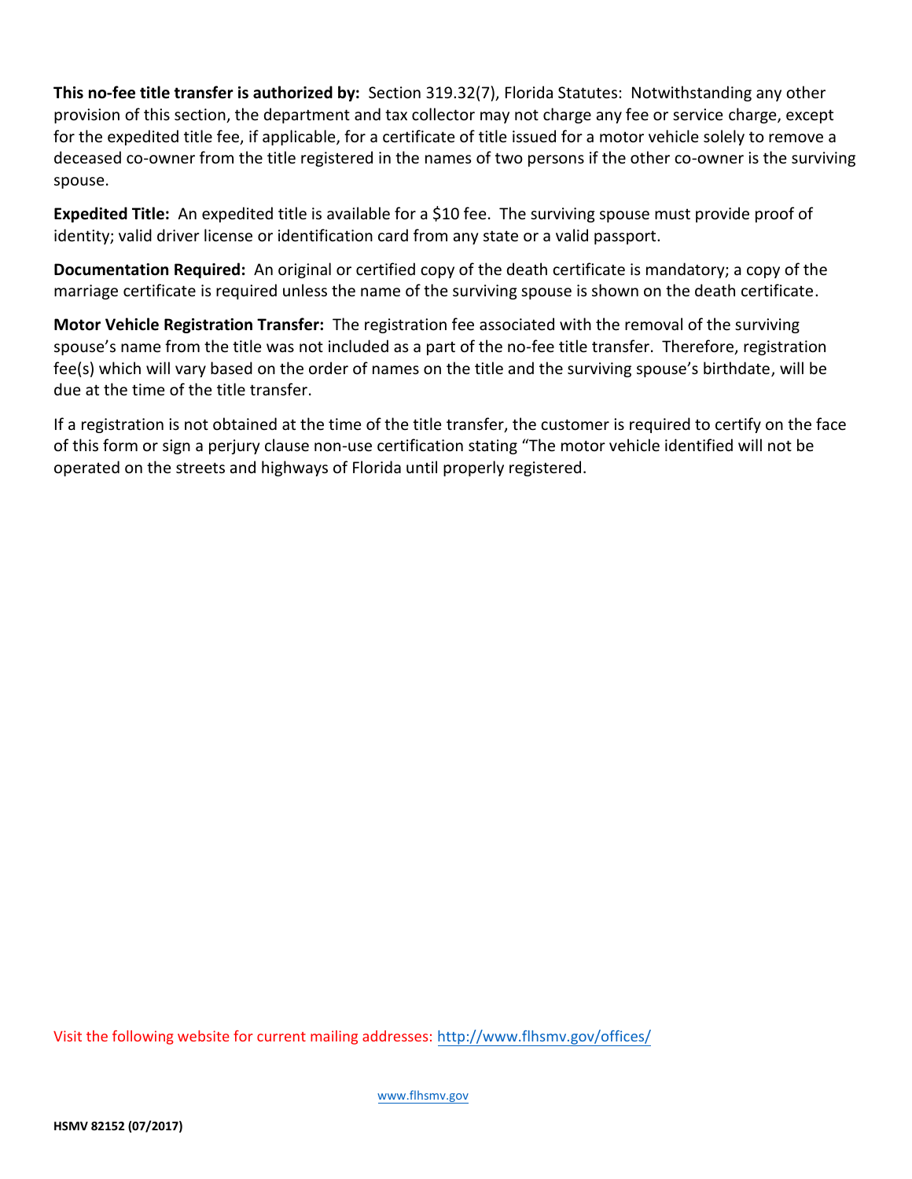**This no-fee title transfer is authorized by:** Section 319.32(7), Florida Statutes: Notwithstanding any other provision of this section, the department and tax collector may not charge any fee or service charge, except for the expedited title fee, if applicable, for a certificate of title issued for a motor vehicle solely to remove a deceased co-owner from the title registered in the names of two persons if the other co-owner is the surviving spouse.

**Expedited Title:** An expedited title is available for a $10 fee. The surviving spouse must provide proof of identity; valid driver license or identification card from any state or a valid passport.

**Documentation Required:** An original or certified copy of the death certificate is mandatory; a copy of the marriage certificate is required unless the name of the surviving spouse is shown on the death certificate.

**Motor Vehicle Registration Transfer:** The registration fee associated with the removal of the surviving spouse's name from the title was not included as a part of the no-fee title transfer. Therefore, registration fee(s) which will vary based on the order of names on the title and the surviving spouse's birthdate, will be due at the time of the title transfer.

If a registration is not obtained at the time of the title transfer, the customer is required to certify on the face of this form or sign a perjury clause non-use certification stating "The motor vehicle identified will not be operated on the streets and highways of Florida until properly registered.

Visit the following website for current mailing addresses: http://www.flhsmv.gov/offices/

www.flhsmv.gov

HSMV 82152 (07/2017)